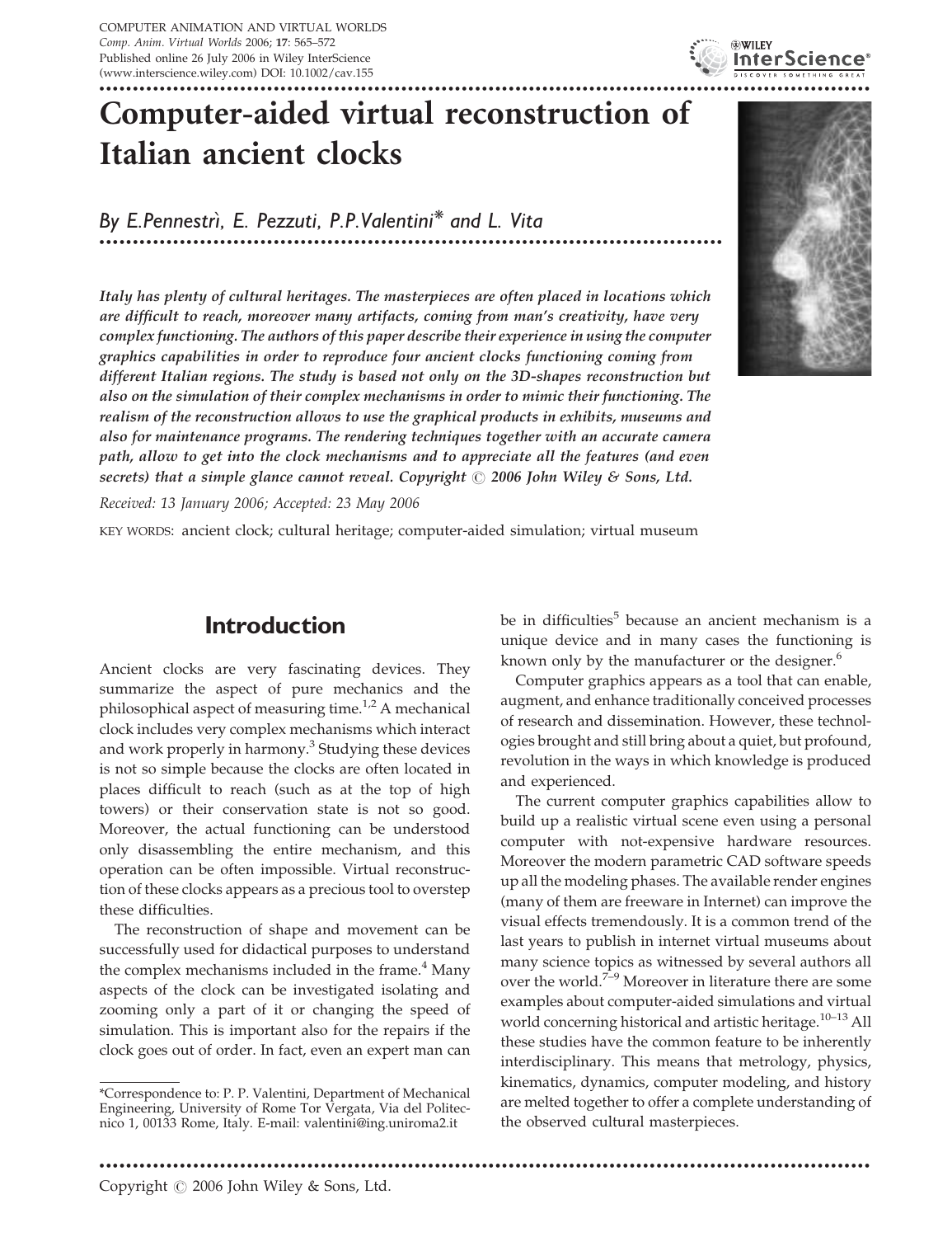# Computer-aided virtual reconstruction of Italian ancient clocks

*By E.Pennestrì, E. Pezzuti, P.P.Valentini\* and L. Vita*

***Italy has plenty of cultural heritages. The masterpieces are often placed in locations which are difficult to reach, moreover many artifacts, coming from man's creativity, have very complex functioning. The authors of this paper describe their experience in using the computer graphics capabilities in order to reproduce four ancient clocks functioning coming from different Italian regions. The study is based not only on the 3D-shapes reconstruction but also on the simulation of their complex mechanisms in order to mimic their functioning. The realism of the reconstruction allows to use the graphical products in exhibits, museums and also for maintenance programs. The rendering techniques together with an accurate camera path, allow to get into the clock mechanisms and to appreciate all the features (and even secrets) that a simple glance cannot reveal. Copyright © 2006 John Wiley & Sons, Ltd.***

*Received: 13 January 2006; Accepted: 23 May 2006*

KEY WORDS: ancient clock; cultural heritage; computer-aided simulation; virtual museum

## Introduction

Ancient clocks are very fascinating devices. They summarize the aspect of pure mechanics and the philosophical aspect of measuring time.[1,2] A mechanical clock includes very complex mechanisms which interact and work properly in harmony.[3] Studying these devices is not so simple because the clocks are often located in places difficult to reach (such as at the top of high towers) or their conservation state is not so good. Moreover, the actual functioning can be understood only disassembling the entire mechanism, and this operation can be often impossible. Virtual reconstruction of these clocks appears as a precious tool to overstep these difficulties.

The reconstruction of shape and movement can be successfully used for didactical purposes to understand the complex mechanisms included in the frame.[4] Many aspects of the clock can be investigated isolating and zooming only a part of it or changing the speed of simulation. This is important also for the repairs if the clock goes out of order. In fact, even an expert man can be in difficulties[5] because an ancient mechanism is a unique device and in many cases the functioning is known only by the manufacturer or the designer.[6]

Computer graphics appears as a tool that can enable, augment, and enhance traditionally conceived processes of research and dissemination. However, these technologies brought and still bring about a quiet, but profound, revolution in the ways in which knowledge is produced and experienced.

The current computer graphics capabilities allow to build up a realistic virtual scene even using a personal computer with not-expensive hardware resources. Moreover the modern parametric CAD software speeds up all the modeling phases. The available render engines (many of them are freeware in Internet) can improve the visual effects tremendously. It is a common trend of the last years to publish in internet virtual museums about many science topics as witnessed by several authors all over the world.[7–9] Moreover in literature there are some examples about computer-aided simulations and virtual world concerning historical and artistic heritage.[10–13] All these studies have the common feature to be inherently interdisciplinary. This means that metrology, physics, kinematics, dynamics, computer modeling, and history are melted together to offer a complete understanding of the observed cultural masterpieces.

\*Correspondence to: P. P. Valentini, Department of Mechanical Engineering, University of Rome Tor Vergata, Via del Politecnico 1, 00133 Rome, Italy. E-mail: valentini@ing.uniroma2.it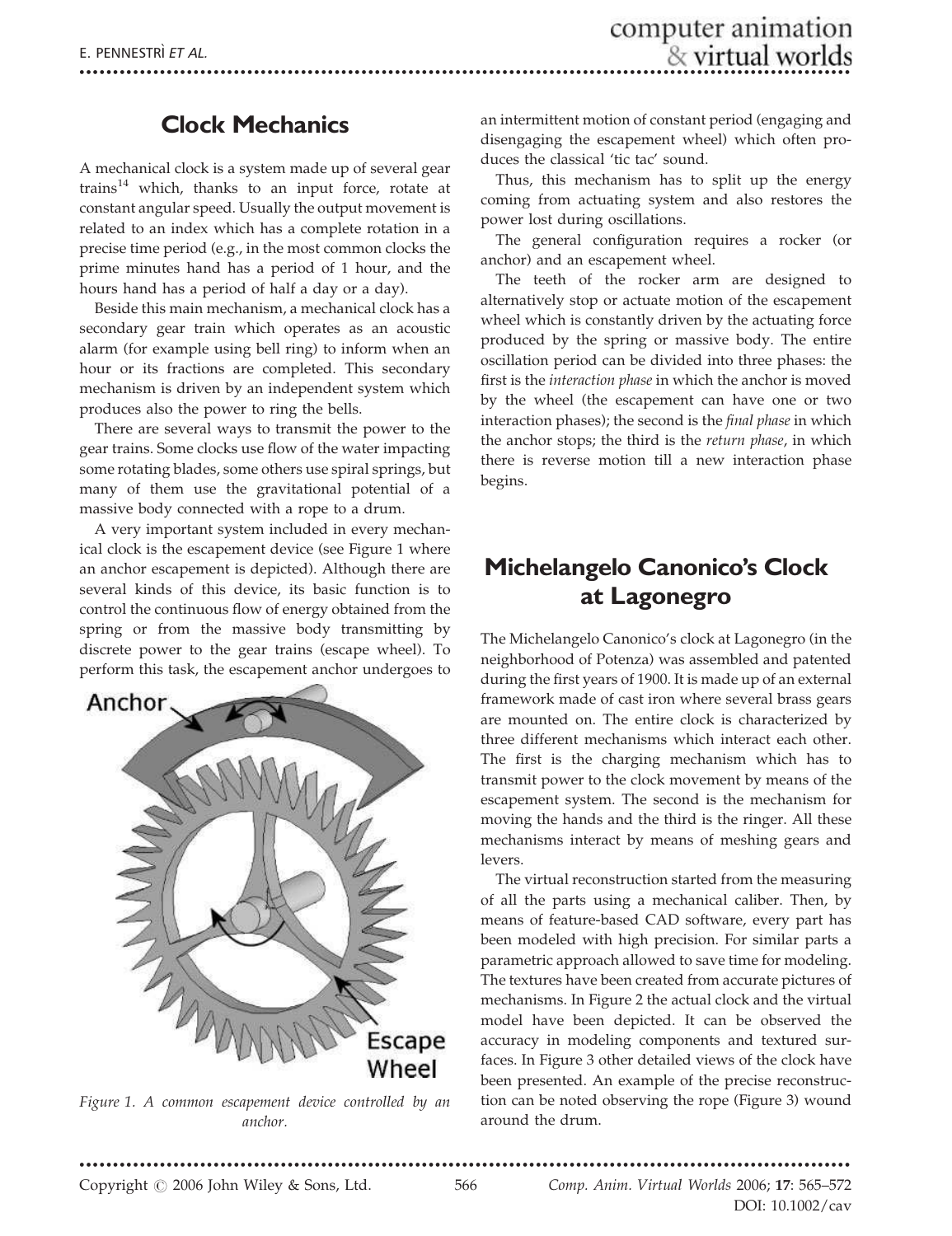## Clock Mechanics

A mechanical clock is a system made up of several gear trains[14] which, thanks to an input force, rotate at constant angular speed. Usually the output movement is related to an index which has a complete rotation in a precise time period (e.g., in the most common clocks the prime minutes hand has a period of 1 hour, and the hours hand has a period of half a day or a day).

Beside this main mechanism, a mechanical clock has a secondary gear train which operates as an acoustic alarm (for example using bell ring) to inform when an hour or its fractions are completed. This secondary mechanism is driven by an independent system which produces also the power to ring the bells.

There are several ways to transmit the power to the gear trains. Some clocks use flow of the water impacting some rotating blades, some others use spiral springs, but many of them use the gravitational potential of a massive body connected with a rope to a drum.

A very important system included in every mechanical clock is the escapement device (see Figure 1 where an anchor escapement is depicted). Although there are several kinds of this device, its basic function is to control the continuous flow of energy obtained from the spring or from the massive body transmitting by discrete power to the gear trains (escape wheel). To perform this task, the escapement anchor undergoes to an intermittent motion of constant period (engaging and disengaging the escapement wheel) which often produces the classical 'tic tac' sound.

*Figure 1. A common escapement device controlled by an anchor.*

Thus, this mechanism has to split up the energy coming from actuating system and also restores the power lost during oscillations.

The general configuration requires a rocker (or anchor) and an escapement wheel.

The teeth of the rocker arm are designed to alternatively stop or actuate motion of the escapement wheel which is constantly driven by the actuating force produced by the spring or massive body. The entire oscillation period can be divided into three phases: the first is the *interaction phase* in which the anchor is moved by the wheel (the escapement can have one or two interaction phases); the second is the *final phase* in which the anchor stops; the third is the *return phase*, in which there is reverse motion till a new interaction phase begins.

## Michelangelo Canonico's Clock at Lagonegro

The Michelangelo Canonico's clock at Lagonegro (in the neighborhood of Potenza) was assembled and patented during the first years of 1900. It is made up of an external framework made of cast iron where several brass gears are mounted on. The entire clock is characterized by three different mechanisms which interact each other. The first is the charging mechanism which has to transmit power to the clock movement by means of the escapement system. The second is the mechanism for moving the hands and the third is the ringer. All these mechanisms interact by means of meshing gears and levers.

The virtual reconstruction started from the measuring of all the parts using a mechanical caliber. Then, by means of feature-based CAD software, every part has been modeled with high precision. For similar parts a parametric approach allowed to save time for modeling. The textures have been created from accurate pictures of mechanisms. In Figure 2 the actual clock and the virtual model have been depicted. It can be observed the accuracy in modeling components and textured surfaces. In Figure 3 other detailed views of the clock have been presented. An example of the precise reconstruction can be noted observing the rope (Figure 3) wound around the drum.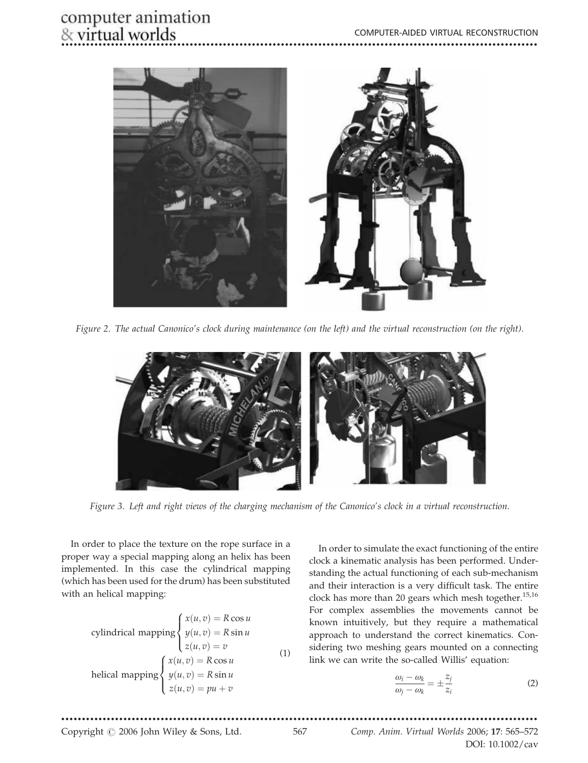Figure 2. The actual Canonico's clock during maintenance (on the left) and the virtual reconstruction (on the right).

Figure 3. Left and right views of the charging mechanism of the Canonico's clock in a virtual reconstruction.

In order to place the texture on the rope surface in a proper way a special mapping along an helix has been implemented. In this case the cylindrical mapping (which has been used for the drum) has been substituted with an helical mapping:

$$
\text{cylindrical mapping}\begin{cases} x(u,v) = R\cos u \\ y(u,v) = R\sin u \\ z(u,v) = v \end{cases}
\qquad
\text{helical mapping}\begin{cases} x(u,v) = R\cos u \\ y(u,v) = R\sin u \\ z(u,v) = pu + v \end{cases}
\tag{1}
$$

In order to simulate the exact functioning of the entire clock a kinematic analysis has been performed. Understanding the actual functioning of each sub-mechanism and their interaction is a very difficult task. The entire clock has more than 20 gears which mesh together.[15,16] For complex assemblies the movements cannot be known intuitively, but they require a mathematical approach to understand the correct kinematics. Considering two meshing gears mounted on a connecting link we can write the so-called Willis' equation:

$$
\frac{\omega_i - \omega_k}{\omega_j - \omega_k} = \pm \frac{z_j}{z_i}
\tag{2}
$$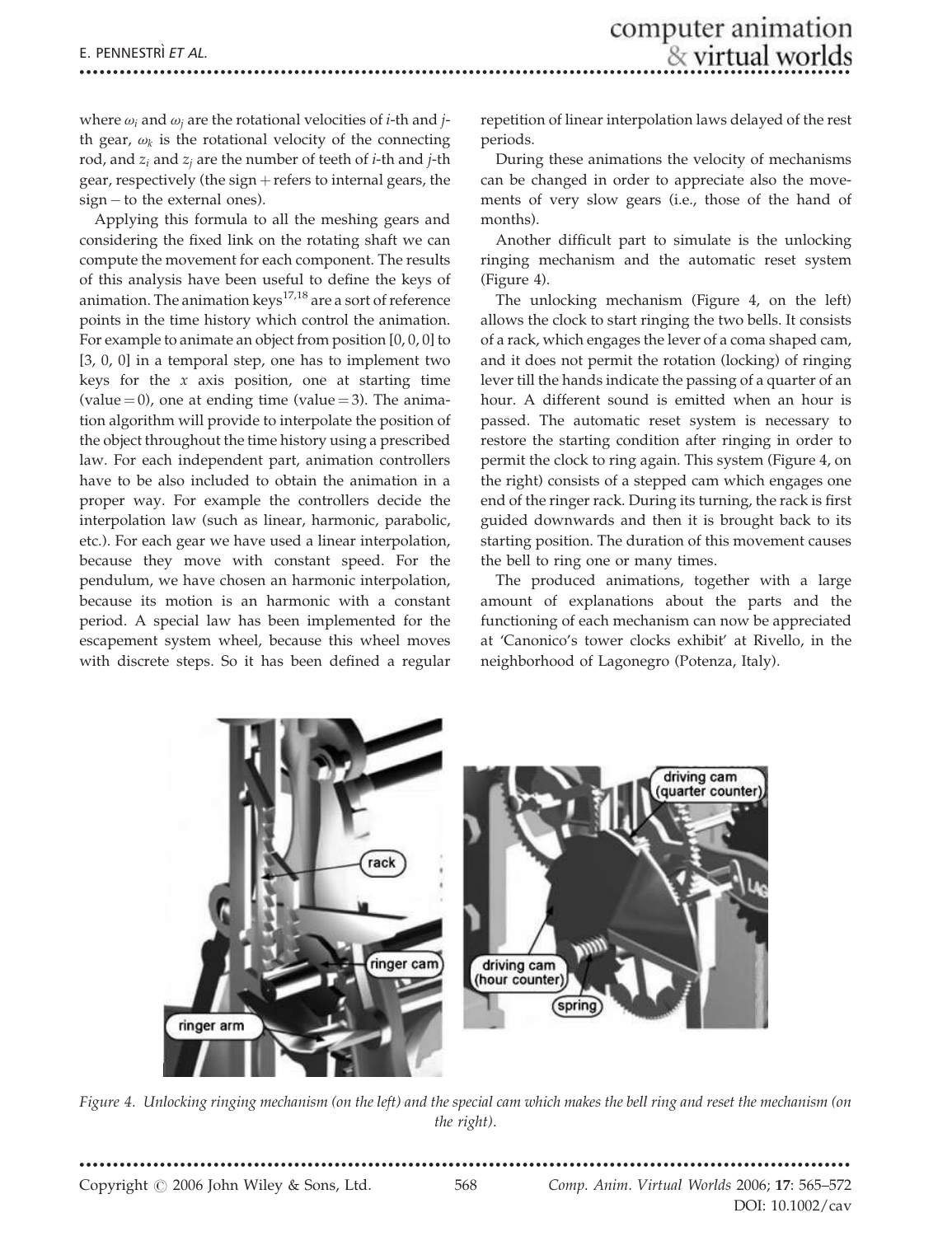where $\omega_i$ and $\omega_j$ are the rotational velocities of $i$-th and $j$-th gear, $\omega_k$ is the rotational velocity of the connecting rod, and $z_i$ and $z_j$ are the number of teeth of $i$-th and $j$-th gear, respectively (the sign + refers to internal gears, the sign − to the external ones).

Applying this formula to all the meshing gears and considering the fixed link on the rotating shaft we can compute the movement for each component. The results of this analysis have been useful to define the keys of animation. The animation keys[17,18] are a sort of reference points in the time history which control the animation. For example to animate an object from position [0, 0, 0] to [3, 0, 0] in a temporal step, one has to implement two keys for the $x$ axis position, one at starting time (value = 0), one at ending time (value = 3). The animation algorithm will provide to interpolate the position of the object throughout the time history using a prescribed law. For each independent part, animation controllers have to be also included to obtain the animation in a proper way. For example the controllers decide the interpolation law (such as linear, harmonic, parabolic, etc.). For each gear we have used a linear interpolation, because they move with constant speed. For the pendulum, we have chosen an harmonic interpolation, because its motion is an harmonic with a constant period. A special law has been implemented for the escapement system wheel, because this wheel moves with discrete steps. So it has been defined a regular repetition of linear interpolation laws delayed of the rest periods.

During these animations the velocity of mechanisms can be changed in order to appreciate also the movements of very slow gears (i.e., those of the hand of months).

Another difficult part to simulate is the unlocking ringing mechanism and the automatic reset system (Figure 4).

The unlocking mechanism (Figure 4, on the left) allows the clock to start ringing the two bells. It consists of a rack, which engages the lever of a coma shaped cam, and it does not permit the rotation (locking) of ringing lever till the hands indicate the passing of a quarter of an hour. A different sound is emitted when an hour is passed. The automatic reset system is necessary to restore the starting condition after ringing in order to permit the clock to ring again. This system (Figure 4, on the right) consists of a stepped cam which engages one end of the ringer rack. During its turning, the rack is first guided downwards and then it is brought back to its starting position. The duration of this movement causes the bell to ring one or many times.

The produced animations, together with a large amount of explanations about the parts and the functioning of each mechanism can now be appreciated at 'Canonico's tower clocks exhibit' at Rivello, in the neighborhood of Lagonegro (Potenza, Italy).

*Figure 4. Unlocking ringing mechanism (on the left) and the special cam which makes the bell ring and reset the mechanism (on the right).*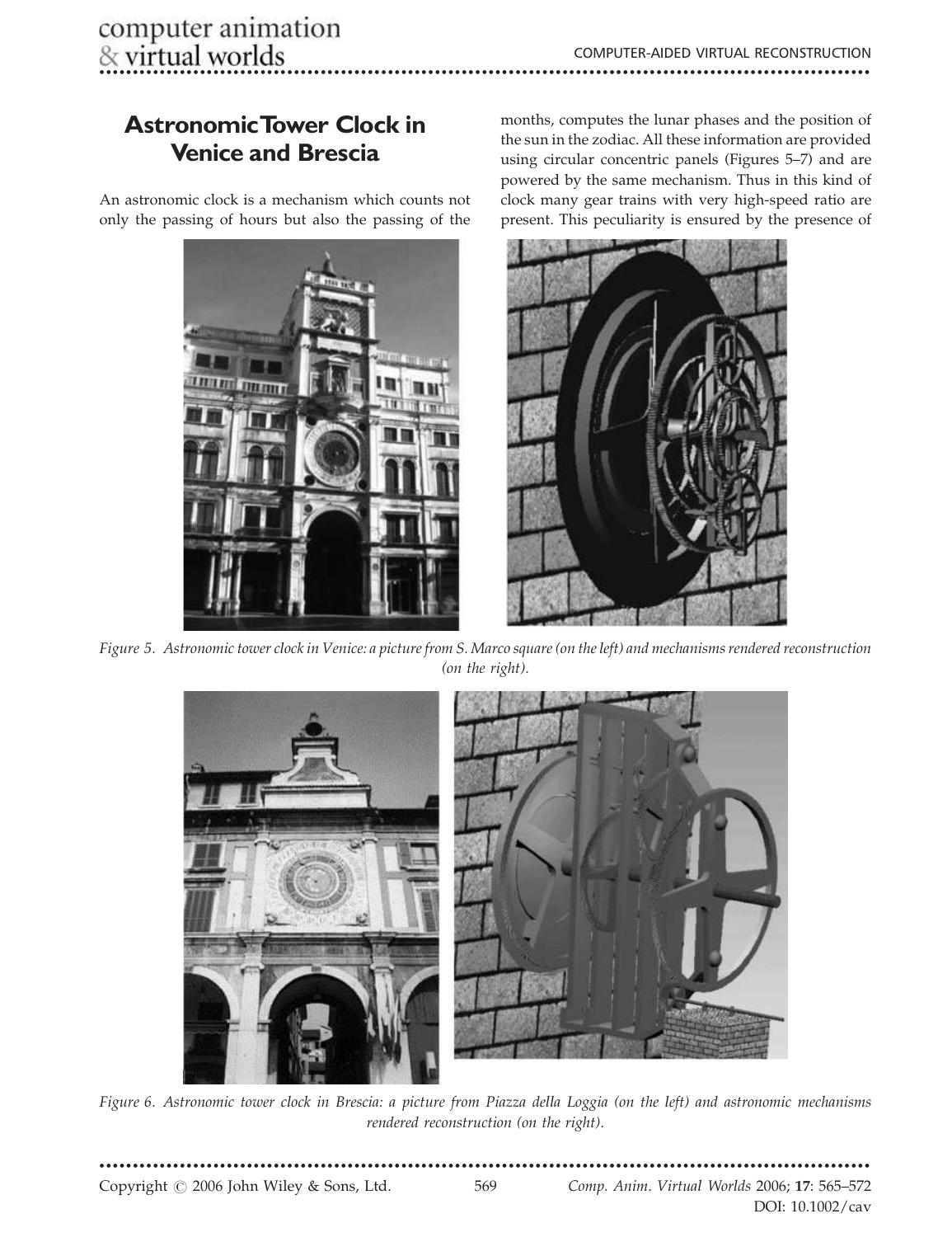## Astronomic Tower Clock in Venice and Brescia

An astronomic clock is a mechanism which counts not only the passing of hours but also the passing of the months, computes the lunar phases and the position of the sun in the zodiac. All these information are provided using circular concentric panels (Figures 5–7) and are powered by the same mechanism. Thus in this kind of clock many gear trains with very high-speed ratio are present. This peculiarity is ensured by the presence of

*Figure 5. Astronomic tower clock in Venice: a picture from S. Marco square (on the left) and mechanisms rendered reconstruction (on the right).*

*Figure 6. Astronomic tower clock in Brescia: a picture from Piazza della Loggia (on the left) and astronomic mechanisms rendered reconstruction (on the right).*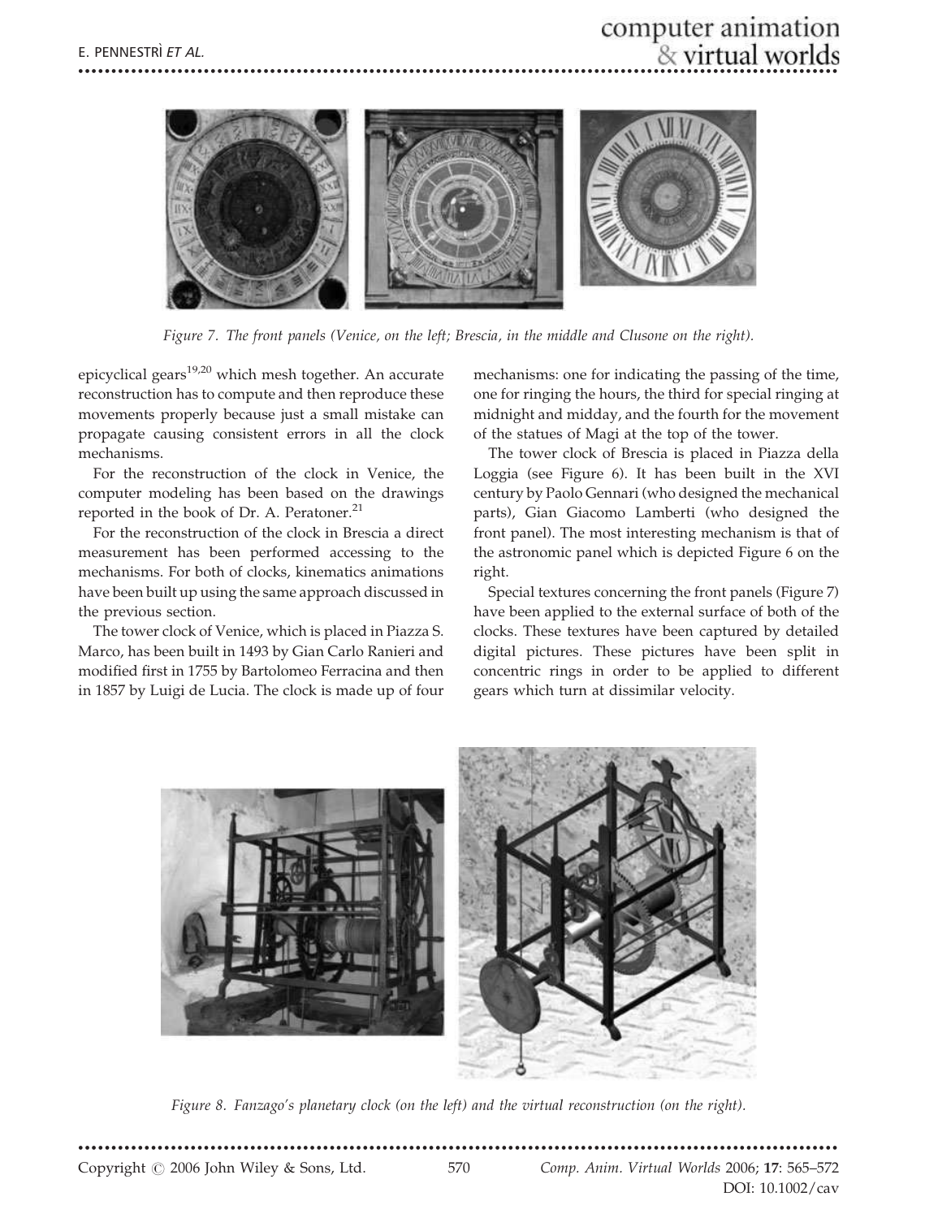Figure 7. The front panels (Venice, on the left; Brescia, in the middle and Clusone on the right).

epicyclical gears[19,20] which mesh together. An accurate reconstruction has to compute and then reproduce these movements properly because just a small mistake can propagate causing consistent errors in all the clock mechanisms.

For the reconstruction of the clock in Venice, the computer modeling has been based on the drawings reported in the book of Dr. A. Peratoner.[21]

For the reconstruction of the clock in Brescia a direct measurement has been performed accessing to the mechanisms. For both of clocks, kinematics animations have been built up using the same approach discussed in the previous section.

The tower clock of Venice, which is placed in Piazza S. Marco, has been built in 1493 by Gian Carlo Ranieri and modified first in 1755 by Bartolomeo Ferracina and then in 1857 by Luigi de Lucia. The clock is made up of four mechanisms: one for indicating the passing of the time, one for ringing the hours, the third for special ringing at midnight and midday, and the fourth for the movement of the statues of Magi at the top of the tower.

The tower clock of Brescia is placed in Piazza della Loggia (see Figure 6). It has been built in the XVI century by Paolo Gennari (who designed the mechanical parts), Gian Giacomo Lamberti (who designed the front panel). The most interesting mechanism is that of the astronomic panel which is depicted Figure 6 on the right.

Special textures concerning the front panels (Figure 7) have been applied to the external surface of both of the clocks. These textures have been captured by detailed digital pictures. These pictures have been split in concentric rings in order to be applied to different gears which turn at dissimilar velocity.

Figure 8. Fanzago's planetary clock (on the left) and the virtual reconstruction (on the right).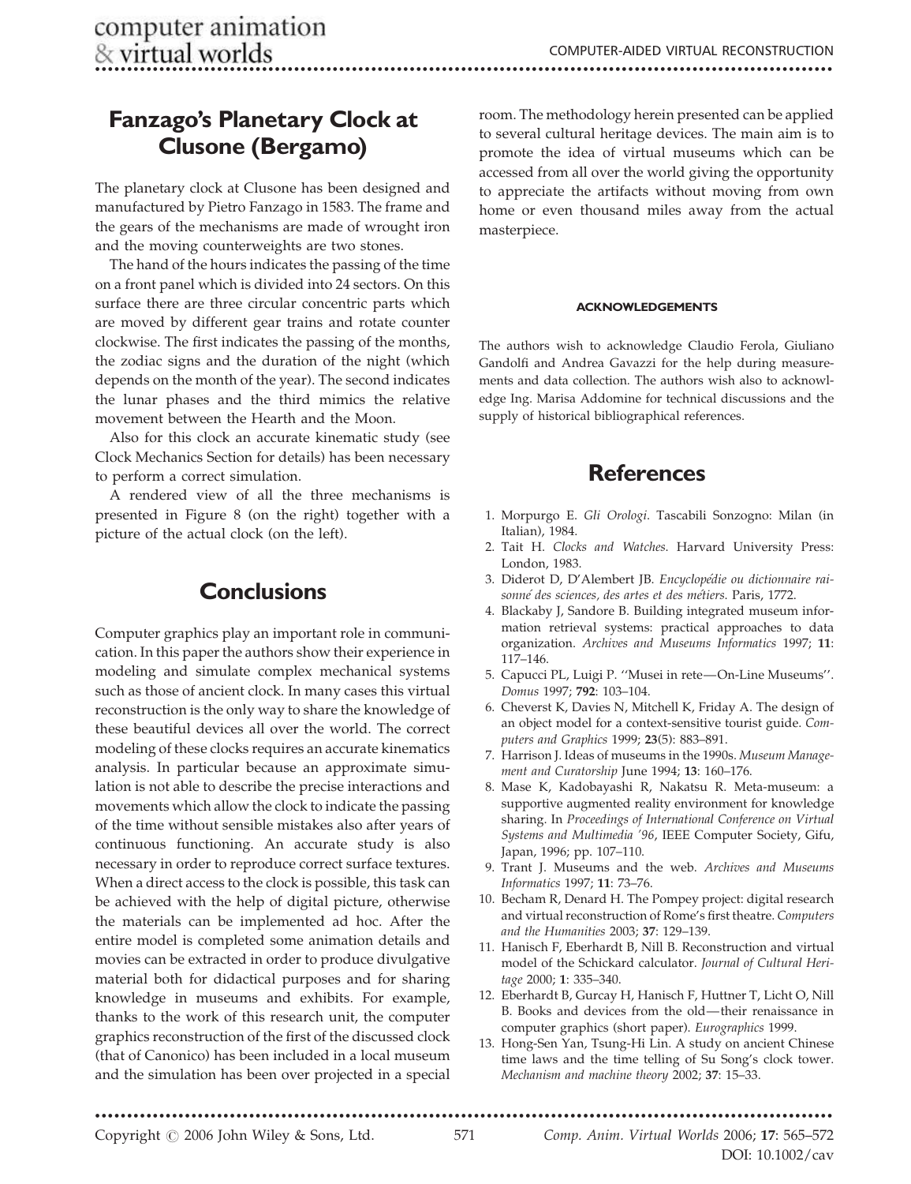## Fanzago's Planetary Clock at Clusone (Bergamo)

The planetary clock at Clusone has been designed and manufactured by Pietro Fanzago in 1583. The frame and the gears of the mechanisms are made of wrought iron and the moving counterweights are two stones.

The hand of the hours indicates the passing of the time on a front panel which is divided into 24 sectors. On this surface there are three circular concentric parts which are moved by different gear trains and rotate counter clockwise. The first indicates the passing of the months, the zodiac signs and the duration of the night (which depends on the month of the year). The second indicates the lunar phases and the third mimics the relative movement between the Hearth and the Moon.

Also for this clock an accurate kinematic study (see Clock Mechanics Section for details) has been necessary to perform a correct simulation.

A rendered view of all the three mechanisms is presented in Figure 8 (on the right) together with a picture of the actual clock (on the left).

## Conclusions

Computer graphics play an important role in communication. In this paper the authors show their experience in modeling and simulate complex mechanical systems such as those of ancient clock. In many cases this virtual reconstruction is the only way to share the knowledge of these beautiful devices all over the world. The correct modeling of these clocks requires an accurate kinematics analysis. In particular because an approximate simulation is not able to describe the precise interactions and movements which allow the clock to indicate the passing of the time without sensible mistakes also after years of continuous functioning. An accurate study is also necessary in order to reproduce correct surface textures. When a direct access to the clock is possible, this task can be achieved with the help of digital picture, otherwise the materials can be implemented ad hoc. After the entire model is completed some animation details and movies can be extracted in order to produce divulgative material both for didactical purposes and for sharing knowledge in museums and exhibits. For example, thanks to the work of this research unit, the computer graphics reconstruction of the first of the discussed clock (that of Canonico) has been included in a local museum and the simulation has been over projected in a special room. The methodology herein presented can be applied to several cultural heritage devices. The main aim is to promote the idea of virtual museums which can be accessed from all over the world giving the opportunity to appreciate the artifacts without moving from own home or even thousand miles away from the actual masterpiece.

#### ACKNOWLEDGEMENTS

The authors wish to acknowledge Claudio Ferola, Giuliano Gandolfi and Andrea Gavazzi for the help during measurements and data collection. The authors wish also to acknowledge Ing. Marisa Addomine for technical discussions and the supply of historical bibliographical references.

## References

1. Morpurgo E. *Gli Orologi*. Tascabili Sonzogno: Milan (in Italian), 1984.
2. Tait H. *Clocks and Watches.* Harvard University Press: London, 1983.
3. Diderot D, D'Alembert JB. *Encyclopédie ou dictionnaire raisonné des sciences, des artes et des métiers.* Paris, 1772.
4. Blackaby J, Sandore B. Building integrated museum information retrieval systems: practical approaches to data organization. *Archives and Museums Informatics* 1997; **11**: 117–146.
5. Capucci PL, Luigi P. ''Musei in rete—On-Line Museums''. *Domus* 1997; **792**: 103–104.
6. Cheverst K, Davies N, Mitchell K, Friday A. The design of an object model for a context-sensitive tourist guide. *Computers and Graphics* 1999; **23**(5): 883–891.
7. Harrison J. Ideas of museums in the 1990s. *Museum Management and Curatorship* June 1994; **13**: 160–176.
8. Mase K, Kadobayashi R, Nakatsu R. Meta-museum: a supportive augmented reality environment for knowledge sharing. In *Proceedings of International Conference on Virtual Systems and Multimedia '96*, IEEE Computer Society, Gifu, Japan, 1996; pp. 107–110.
9. Trant J. Museums and the web. *Archives and Museums Informatics* 1997; **11**: 73–76.
10. Becham R, Denard H. The Pompey project: digital research and virtual reconstruction of Rome's first theatre. *Computers and the Humanities* 2003; **37**: 129–139.
11. Hanisch F, Eberhardt B, Nill B. Reconstruction and virtual model of the Schickard calculator. *Journal of Cultural Heritage* 2000; **1**: 335–340.
12. Eberhardt B, Gurcay H, Hanisch F, Huttner T, Licht O, Nill B. Books and devices from the old—their renaissance in computer graphics (short paper). *Eurographics* 1999.
13. Hong-Sen Yan, Tsung-Hi Lin. A study on ancient Chinese time laws and the time telling of Su Song's clock tower. *Mechanism and machine theory* 2002; **37**: 15–33.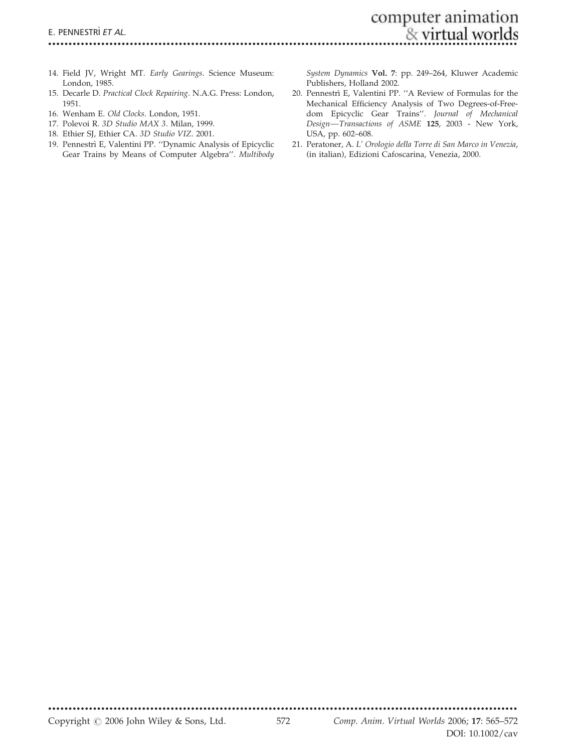14. Field JV, Wright MT. *Early Gearings*. Science Museum: London, 1985.
15. Decarle D. *Practical Clock Repairing*. N.A.G. Press: London, 1951.
16. Wenham E. *Old Clocks*. London, 1951.
17. Polevoi R. *3D Studio MAX 3*. Milan, 1999.
18. Ethier SJ, Ethier CA. *3D Studio VIZ*. 2001.
19. Pennestrì E, Valentini PP. ''Dynamic Analysis of Epicyclic Gear Trains by Means of Computer Algebra''. *Multibody System Dynamics* **Vol. 7**: pp. 249–264, Kluwer Academic Publishers, Holland 2002.
20. Pennestrì E, Valentini PP. ''A Review of Formulas for the Mechanical Efficiency Analysis of Two Degrees-of-Freedom Epicyclic Gear Trains''. *Journal of Mechanical Design—Transactions of ASME* **125**, 2003 - New York, USA, pp. 602–608.
21. Peratoner, A. *L' Orologio della Torre di San Marco in Venezia*, (in italian), Edizioni Cafoscarina, Venezia, 2000.